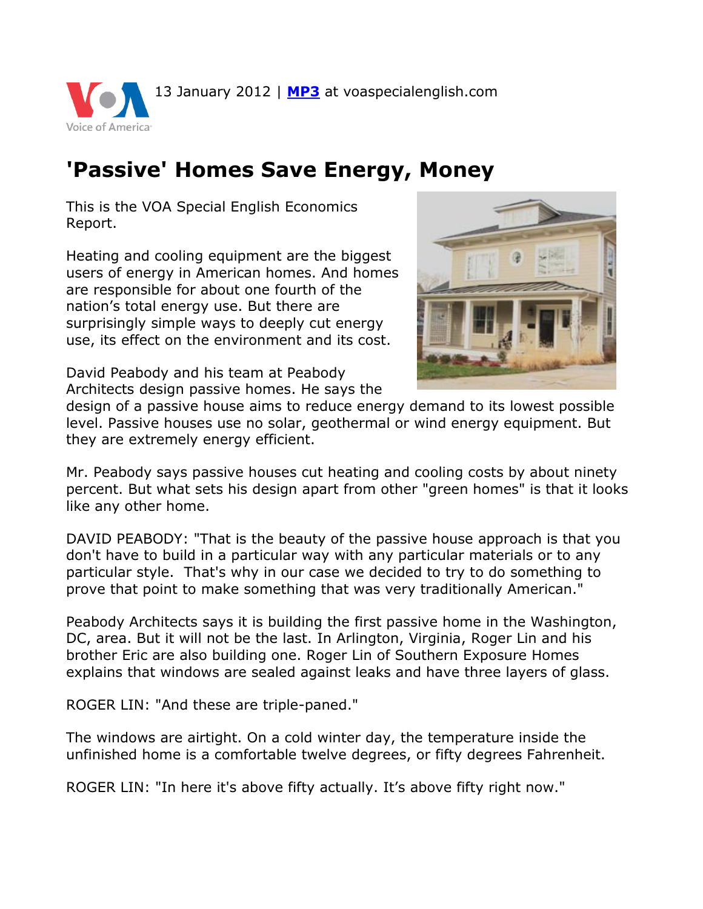13 January 2012 | **MP3** at voaspecialenglish.com

# 'Passive' Homes Save Energy, Money

This is the VOA Special English Economics Report.

Heating and cooling equipment are the biggest users of energy in American homes. And homes are responsible for about one fourth of the nation's total energy use. But there are surprisingly simple ways to deeply cut energy use, its effect on the environment and its cost.

David Peabody and his team at Peabody Architects design passive homes. He says the design of a passive house aims to reduce energy demand to its lowest possible level. Passive houses use no solar, geothermal or wind energy equipment. But they are extremely energy efficient.

Mr. Peabody says passive houses cut heating and cooling costs by about ninety percent. But what sets his design apart from other "green homes" is that it looks like any other home.

DAVID PEABODY: "That is the beauty of the passive house approach is that you don't have to build in a particular way with any particular materials or to any particular style. That's why in our case we decided to try to do something to prove that point to make something that was very traditionally American."

Peabody Architects says it is building the first passive home in the Washington, DC, area. But it will not be the last. In Arlington, Virginia, Roger Lin and his brother Eric are also building one. Roger Lin of Southern Exposure Homes explains that windows are sealed against leaks and have three layers of glass.

ROGER LIN: "And these are triple-paned."

The windows are airtight. On a cold winter day, the temperature inside the unfinished home is a comfortable twelve degrees, or fifty degrees Fahrenheit.

ROGER LIN: "In here it's above fifty actually. It's above fifty right now."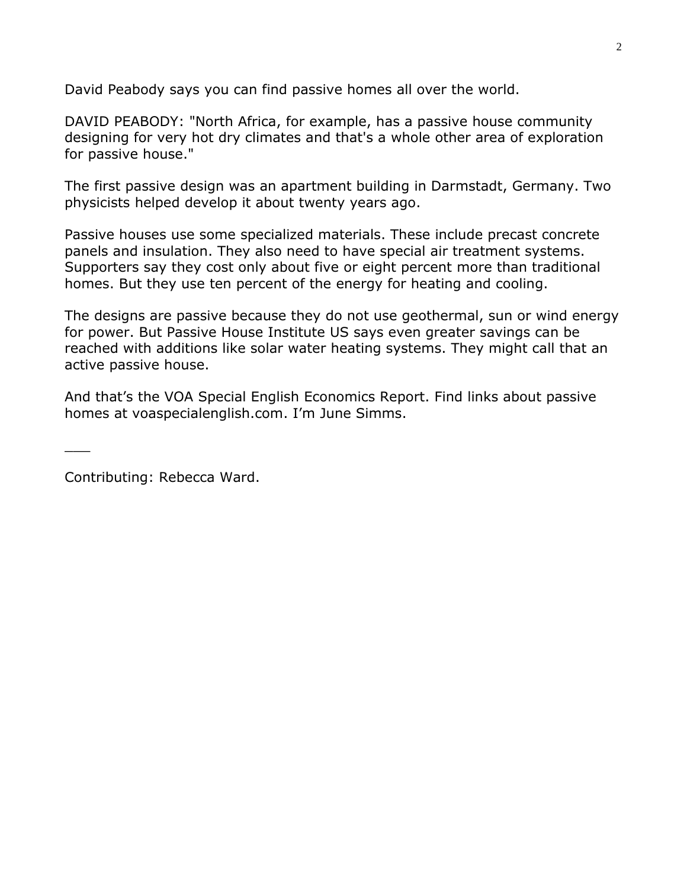David Peabody says you can find passive homes all over the world.

DAVID PEABODY: "North Africa, for example, has a passive house community designing for very hot dry climates and that's a whole other area of exploration for passive house."

The first passive design was an apartment building in Darmstadt, Germany. Two physicists helped develop it about twenty years ago.

Passive houses use some specialized materials. These include precast concrete panels and insulation. They also need to have special air treatment systems. Supporters say they cost only about five or eight percent more than traditional homes. But they use ten percent of the energy for heating and cooling.

The designs are passive because they do not use geothermal, sun or wind energy for power. But Passive House Institute US says even greater savings can be reached with additions like solar water heating systems. They might call that an active passive house.

And that's the VOA Special English Economics Report. Find links about passive homes at voaspecialenglish.com. I'm June Simms.

___

Contributing: Rebecca Ward.